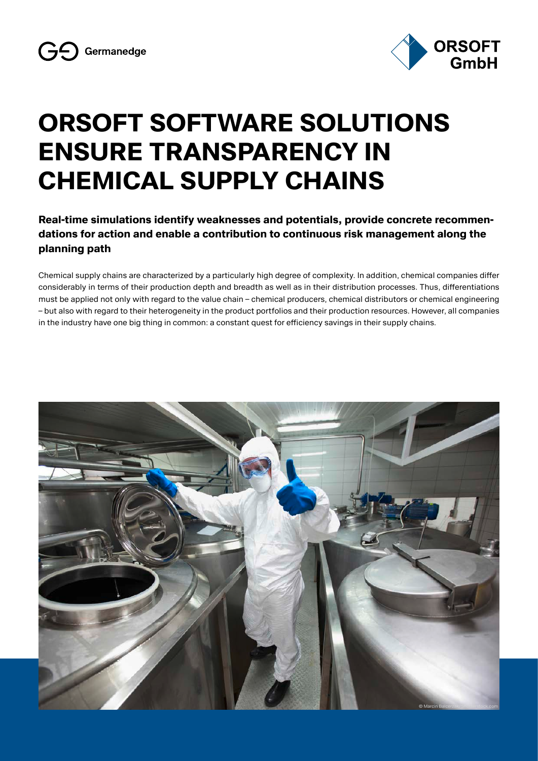# ORSOFT SOFTWARE SOLUTIONS ENSURE TRANSPARENCY IN CHEMICAL SUPPLY CHAINS

**Real-time simulations identify weaknesses and potentials, provide concrete recommendations for action and enable a contribution to continuous risk management along the planning path**

Chemical supply chains are characterized by a particularly high degree of complexity. In addition, chemical companies differ considerably in terms of their production depth and breadth as well as in their distribution processes. Thus, differentiations must be applied not only with regard to the value chain – chemical producers, chemical distributors or chemical engineering – but also with regard to their heterogeneity in the product portfolios and their production resources. However, all companies in the industry have one big thing in common: a constant quest for efficiency savings in their supply chains.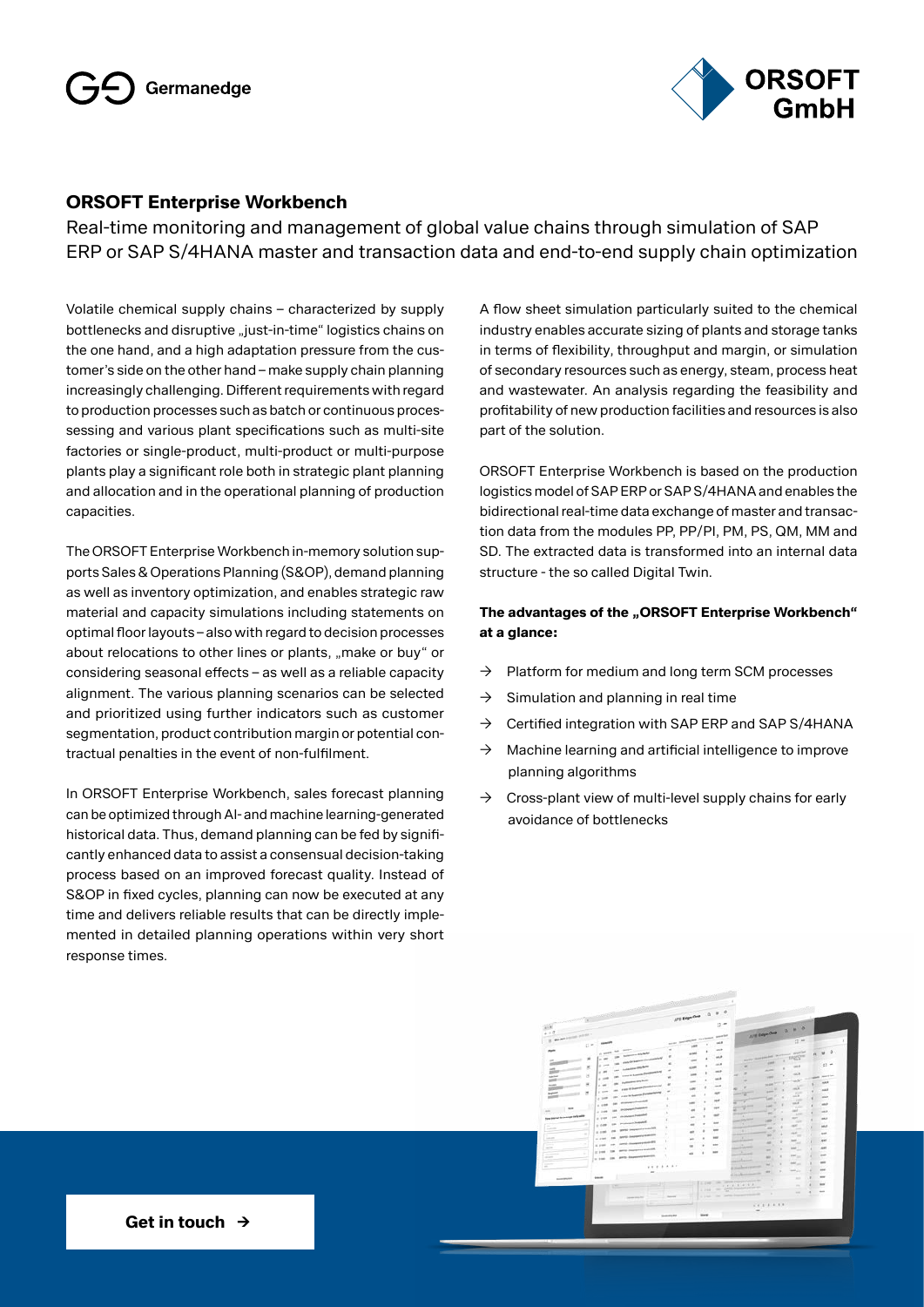Germanedge

ORSOFT GmbH

## ORSOFT Enterprise Workbench

Real-time monitoring and management of global value chains through simulation of SAP ERP or SAP S/4HANA master and transaction data and end-to-end supply chain optimization

Volatile chemical supply chains – characterized by supply bottlenecks and disruptive „just-in-time" logistics chains on the one hand, and a high adaptation pressure from the customer's side on the other hand – make supply chain planning increasingly challenging. Different requirements with regard to production processes such as batch or continuous processessing and various plant specifications such as multi-site factories or single-product, multi-product or multi-purpose plants play a significant role both in strategic plant planning and allocation and in the operational planning of production capacities.

The ORSOFT Enterprise Workbench in-memory solution supports Sales & Operations Planning (S&OP), demand planning as well as inventory optimization, and enables strategic raw material and capacity simulations including statements on optimal floor layouts – also with regard to decision processes about relocations to other lines or plants, „make or buy" or considering seasonal effects – as well as a reliable capacity alignment. The various planning scenarios can be selected and prioritized using further indicators such as customer segmentation, product contribution margin or potential contractual penalties in the event of non-fulfilment.

In ORSOFT Enterprise Workbench, sales forecast planning can be optimized through AI- and machine learning-generated historical data. Thus, demand planning can be fed by significantly enhanced data to assist a consensual decision-taking process based on an improved forecast quality. Instead of S&OP in fixed cycles, planning can now be executed at any time and delivers reliable results that can be directly implemented in detailed planning operations within very short response times.

A flow sheet simulation particularly suited to the chemical industry enables accurate sizing of plants and storage tanks in terms of flexibility, throughput and margin, or simulation of secondary resources such as energy, steam, process heat and wastewater. An analysis regarding the feasibility and profitability of new production facilities and resources is also part of the solution.

ORSOFT Enterprise Workbench is based on the production logistics model of SAP ERP or SAP S/4HANA and enables the bidirectional real-time data exchange of master and transaction data from the modules PP, PP/PI, PM, PS, QM, MM and SD. The extracted data is transformed into an internal data structure - the so called Digital Twin.

**The advantages of the „ORSOFT Enterprise Workbench" at a glance:**

- → Platform for medium and long term SCM processes
- → Simulation and planning in real time
- → Certified integration with SAP ERP and SAP S/4HANA
- → Machine learning and artificial intelligence to improve planning algorithms
- → Cross-plant view of multi-level supply chains for early avoidance of bottlenecks

**Get in touch →**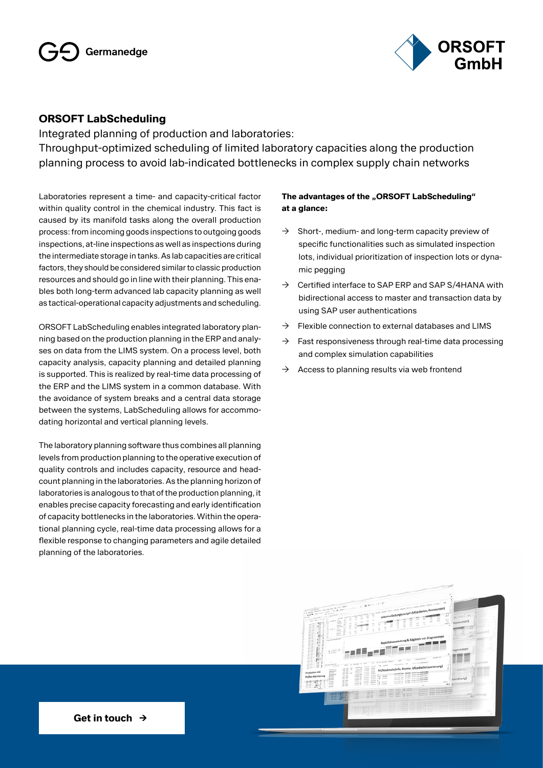Germanedge

ORSOFT GmbH

## ORSOFT LabScheduling

Integrated planning of production and laboratories:
Throughput-optimized scheduling of limited laboratory capacities along the production planning process to avoid lab-indicated bottlenecks in complex supply chain networks

Laboratories represent a time- and capacity-critical factor within quality control in the chemical industry. This fact is caused by its manifold tasks along the overall production process: from incoming goods inspections to outgoing goods inspections, at-line inspections as well as inspections during the intermediate storage in tanks. As lab capacities are critical factors, they should be considered similar to classic production resources and should go in line with their planning. This enables both long-term advanced lab capacity planning as well as tactical-operational capacity adjustments and scheduling.

ORSOFT LabScheduling enables integrated laboratory planning based on the production planning in the ERP and analyses on data from the LIMS system. On a process level, both capacity analysis, capacity planning and detailed planning is supported. This is realized by real-time data processing of the ERP and the LIMS system in a common database. With the avoidance of system breaks and a central data storage between the systems, LabScheduling allows for accommodating horizontal and vertical planning levels.

The laboratory planning software thus combines all planning levels from production planning to the operative execution of quality controls and includes capacity, resource and headcount planning in the laboratories. As the planning horizon of laboratories is analogous to that of the production planning, it enables precise capacity forecasting and early identification of capacity bottlenecks in the laboratories. Within the operational planning cycle, real-time data processing allows for a flexible response to changing parameters and agile detailed planning of the laboratories.

**The advantages of the „ORSOFT LabScheduling“ at a glance:**

- → Short-, medium- and long-term capacity preview of specific functionalities such as simulated inspection lots, individual prioritization of inspection lots or dynamic pegging
- → Certified interface to SAP ERP and SAP S/4HANA with bidirectional access to master and transaction data by using SAP user authentications
- → Flexible connection to external databases and LIMS
- → Fast responsiveness through real-time data processing and complex simulation capabilities
- → Access to planning results via web frontend

**Get in touch →**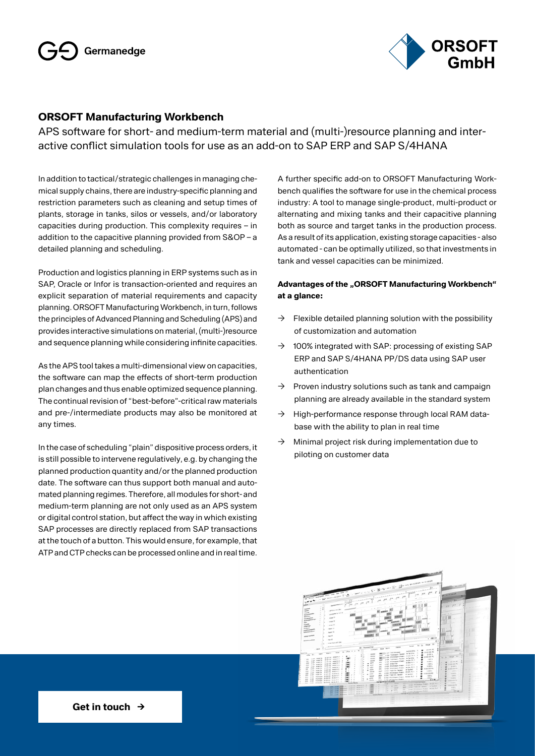Germanedge

ORSOFT GmbH

## ORSOFT Manufacturing Workbench

APS software for short- and medium-term material and (multi-)resource planning and interactive conflict simulation tools for use as an add-on to SAP ERP and SAP S/4HANA

In addition to tactical/strategic challenges in managing chemical supply chains, there are industry-specific planning and restriction parameters such as cleaning and setup times of plants, storage in tanks, silos or vessels, and/or laboratory capacities during production. This complexity requires – in addition to the capacitive planning provided from S&OP – a detailed planning and scheduling.

Production and logistics planning in ERP systems such as in SAP, Oracle or Infor is transaction-oriented and requires an explicit separation of material requirements and capacity planning. ORSOFT Manufacturing Workbench, in turn, follows the principles of Advanced Planning and Scheduling (APS) and provides interactive simulations on material, (multi-)resource and sequence planning while considering infinite capacities.

As the APS tool takes a multi-dimensional view on capacities, the software can map the effects of short-term production plan changes and thus enable optimized sequence planning. The continual revision of "best-before"-critical raw materials and pre-/intermediate products may also be monitored at any times.

In the case of scheduling "plain" dispositive process orders, it is still possible to intervene regulatively, e.g. by changing the planned production quantity and/or the planned production date. The software can thus support both manual and automated planning regimes. Therefore, all modules for short- and medium-term planning are not only used as an APS system or digital control station, but affect the way in which existing SAP processes are directly replaced from SAP transactions at the touch of a button. This would ensure, for example, that ATP and CTP checks can be processed online and in real time.

A further specific add-on to ORSOFT Manufacturing Workbench qualifies the software for use in the chemical process industry: A tool to manage single-product, multi-product or alternating and mixing tanks and their capacitive planning both as source and target tanks in the production process. As a result of its application, existing storage capacities - also automated - can be optimally utilized, so that investments in tank and vessel capacities can be minimized.

**Advantages of the „ORSOFT Manufacturing Workbench" at a glance:**

- → Flexible detailed planning solution with the possibility of customization and automation
- → 100% integrated with SAP: processing of existing SAP ERP and SAP S/4HANA PP/DS data using SAP user authentication
- → Proven industry solutions such as tank and campaign planning are already available in the standard system
- → High-performance response through local RAM database with the ability to plan in real time
- → Minimal project risk during implementation due to piloting on customer data

**Get in touch →**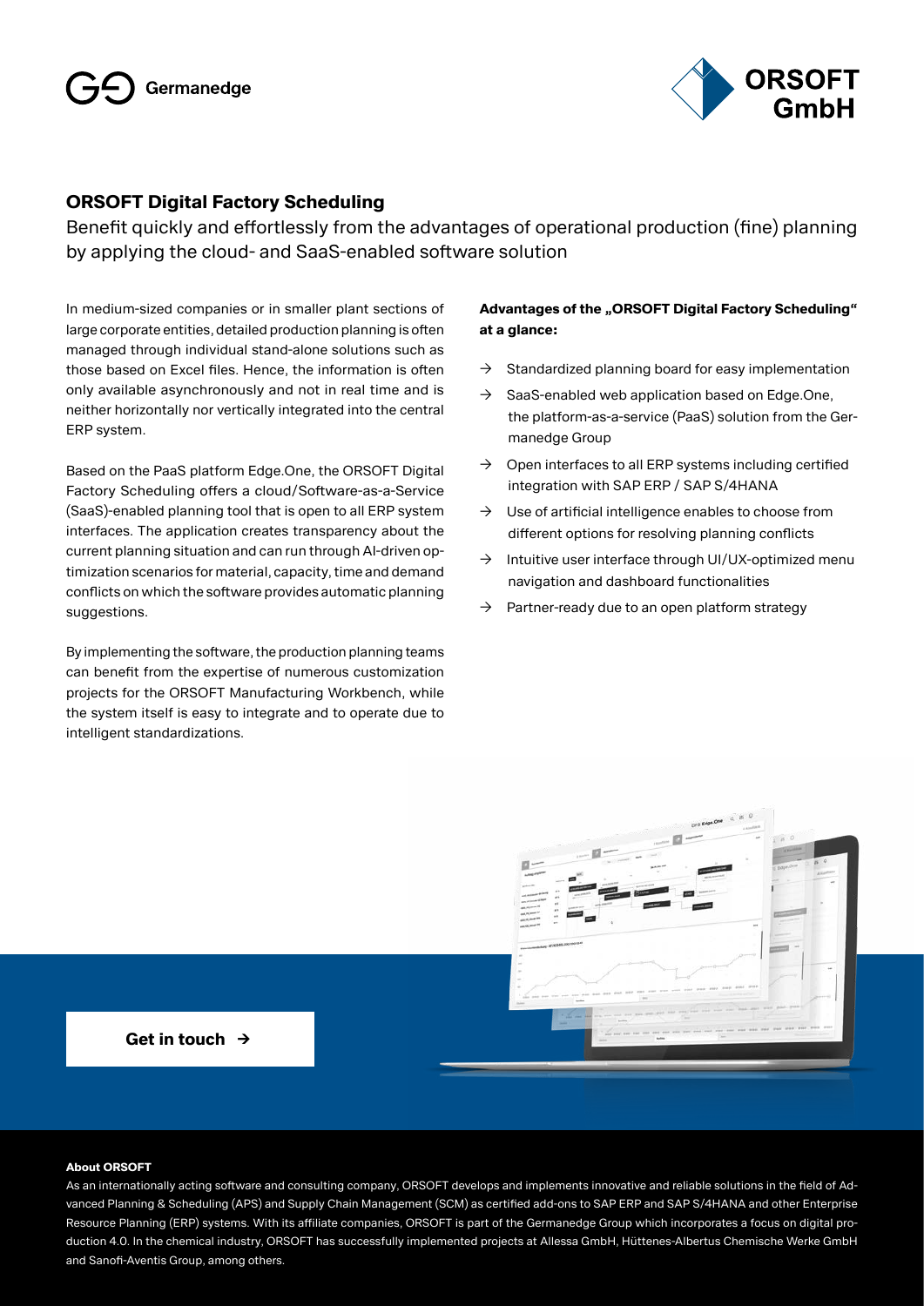Germanedge

ORSOFT GmbH

## ORSOFT Digital Factory Scheduling

Benefit quickly and effortlessly from the advantages of operational production (fine) planning by applying the cloud- and SaaS-enabled software solution

In medium-sized companies or in smaller plant sections of large corporate entities, detailed production planning is often managed through individual stand-alone solutions such as those based on Excel files. Hence, the information is often only available asynchronously and not in real time and is neither horizontally nor vertically integrated into the central ERP system.

Based on the PaaS platform Edge.One, the ORSOFT Digital Factory Scheduling offers a cloud/Software-as-a-Service (SaaS)-enabled planning tool that is open to all ERP system interfaces. The application creates transparency about the current planning situation and can run through AI-driven optimization scenarios for material, capacity, time and demand conflicts on which the software provides automatic planning suggestions.

By implementing the software, the production planning teams can benefit from the expertise of numerous customization projects for the ORSOFT Manufacturing Workbench, while the system itself is easy to integrate and to operate due to intelligent standardizations.

**Advantages of the „ORSOFT Digital Factory Scheduling“ at a glance:**

- → Standardized planning board for easy implementation
- → SaaS-enabled web application based on Edge.One, the platform-as-a-service (PaaS) solution from the Germanedge Group
- → Open interfaces to all ERP systems including certified integration with SAP ERP / SAP S/4HANA
- → Use of artificial intelligence enables to choose from different options for resolving planning conflicts
- → Intuitive user interface through UI/UX-optimized menu navigation and dashboard functionalities
- → Partner-ready due to an open platform strategy

**Get in touch →**

**About ORSOFT**

As an internationally acting software and consulting company, ORSOFT develops and implements innovative and reliable solutions in the field of Advanced Planning & Scheduling (APS) and Supply Chain Management (SCM) as certified add-ons to SAP ERP and SAP S/4HANA and other Enterprise Resource Planning (ERP) systems. With its affiliate companies, ORSOFT is part of the Germanedge Group which incorporates a focus on digital production 4.0. In the chemical industry, ORSOFT has successfully implemented projects at Allessa GmbH, Hüttenes-Albertus Chemische Werke GmbH and Sanofi-Aventis Group, among others.